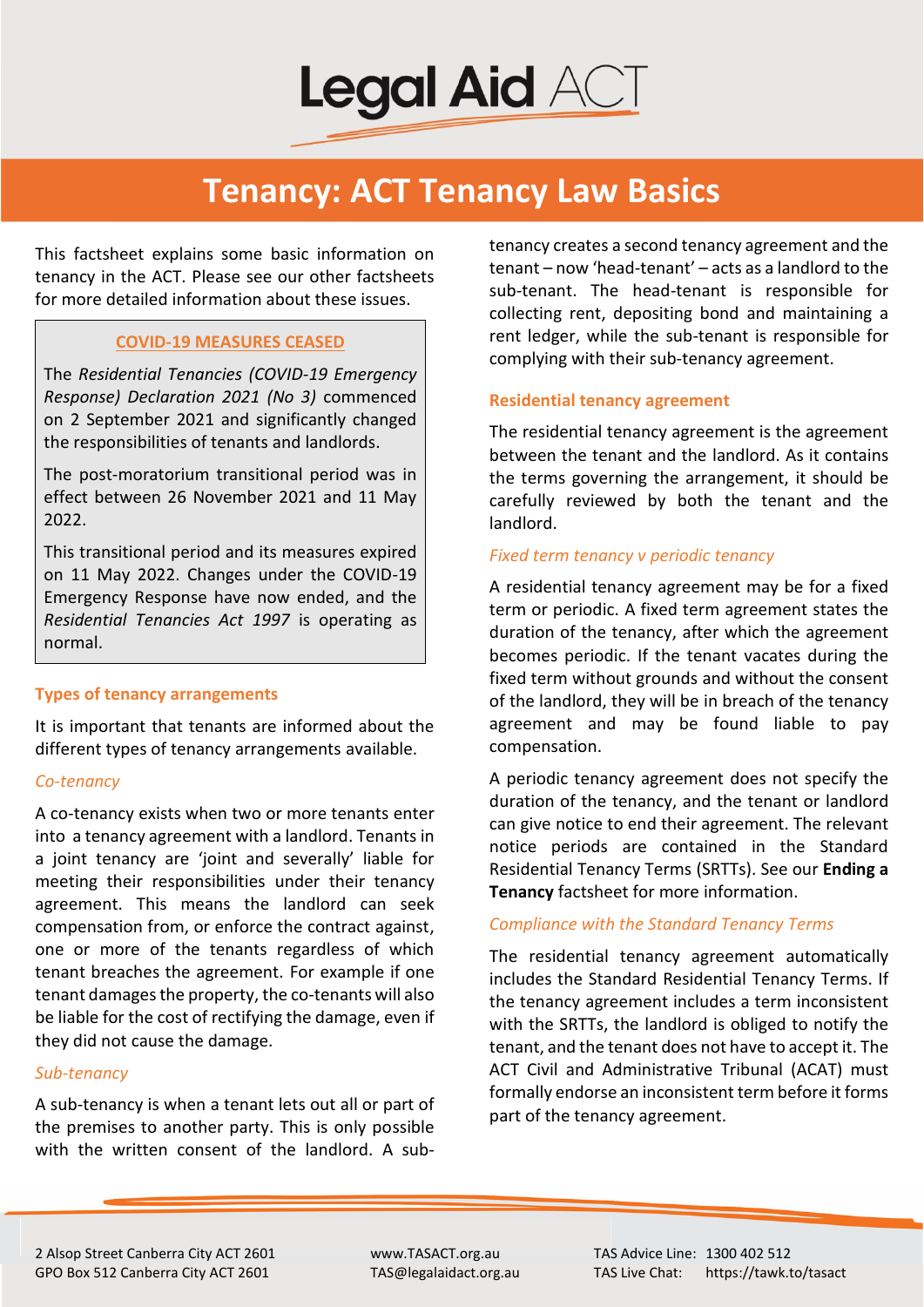# Tenancy: ACT Tenancy Law Basics

This factsheet explains some basic information on tenancy in the ACT. Please see our other factsheets for more detailed information about these issues.

> **COVID-19 MEASURES CEASED**
>
> The *Residential Tenancies (COVID-19 Emergency Response) Declaration 2021 (No 3)* commenced on 2 September 2021 and significantly changed the responsibilities of tenants and landlords.
>
> The post-moratorium transitional period was in effect between 26 November 2021 and 11 May 2022.
>
> This transitional period and its measures expired on 11 May 2022. Changes under the COVID-19 Emergency Response have now ended, and the *Residential Tenancies Act 1997* is operating as normal.

## Types of tenancy arrangements

It is important that tenants are informed about the different types of tenancy arrangements available.

### *Co-tenancy*

A co-tenancy exists when two or more tenants enter into a tenancy agreement with a landlord. Tenants in a joint tenancy are 'joint and severally' liable for meeting their responsibilities under their tenancy agreement. This means the landlord can seek compensation from, or enforce the contract against, one or more of the tenants regardless of which tenant breaches the agreement. For example if one tenant damages the property, the co-tenants will also be liable for the cost of rectifying the damage, even if they did not cause the damage.

### *Sub-tenancy*

A sub-tenancy is when a tenant lets out all or part of the premises to another party. This is only possible with the written consent of the landlord. A sub-tenancy creates a second tenancy agreement and the tenant – now 'head-tenant' – acts as a landlord to the sub-tenant. The head-tenant is responsible for collecting rent, depositing bond and maintaining a rent ledger, while the sub-tenant is responsible for complying with their sub-tenancy agreement.

## Residential tenancy agreement

The residential tenancy agreement is the agreement between the tenant and the landlord. As it contains the terms governing the arrangement, it should be carefully reviewed by both the tenant and the landlord.

### *Fixed term tenancy v periodic tenancy*

A residential tenancy agreement may be for a fixed term or periodic. A fixed term agreement states the duration of the tenancy, after which the agreement becomes periodic. If the tenant vacates during the fixed term without grounds and without the consent of the landlord, they will be in breach of the tenancy agreement and may be found liable to pay compensation.

A periodic tenancy agreement does not specify the duration of the tenancy, and the tenant or landlord can give notice to end their agreement. The relevant notice periods are contained in the Standard Residential Tenancy Terms (SRTTs). See our **Ending a Tenancy** factsheet for more information.

### *Compliance with the Standard Tenancy Terms*

The residential tenancy agreement automatically includes the Standard Residential Tenancy Terms. If the tenancy agreement includes a term inconsistent with the SRTTs, the landlord is obliged to notify the tenant, and the tenant does not have to accept it. The ACT Civil and Administrative Tribunal (ACAT) must formally endorse an inconsistent term before it forms part of the tenancy agreement.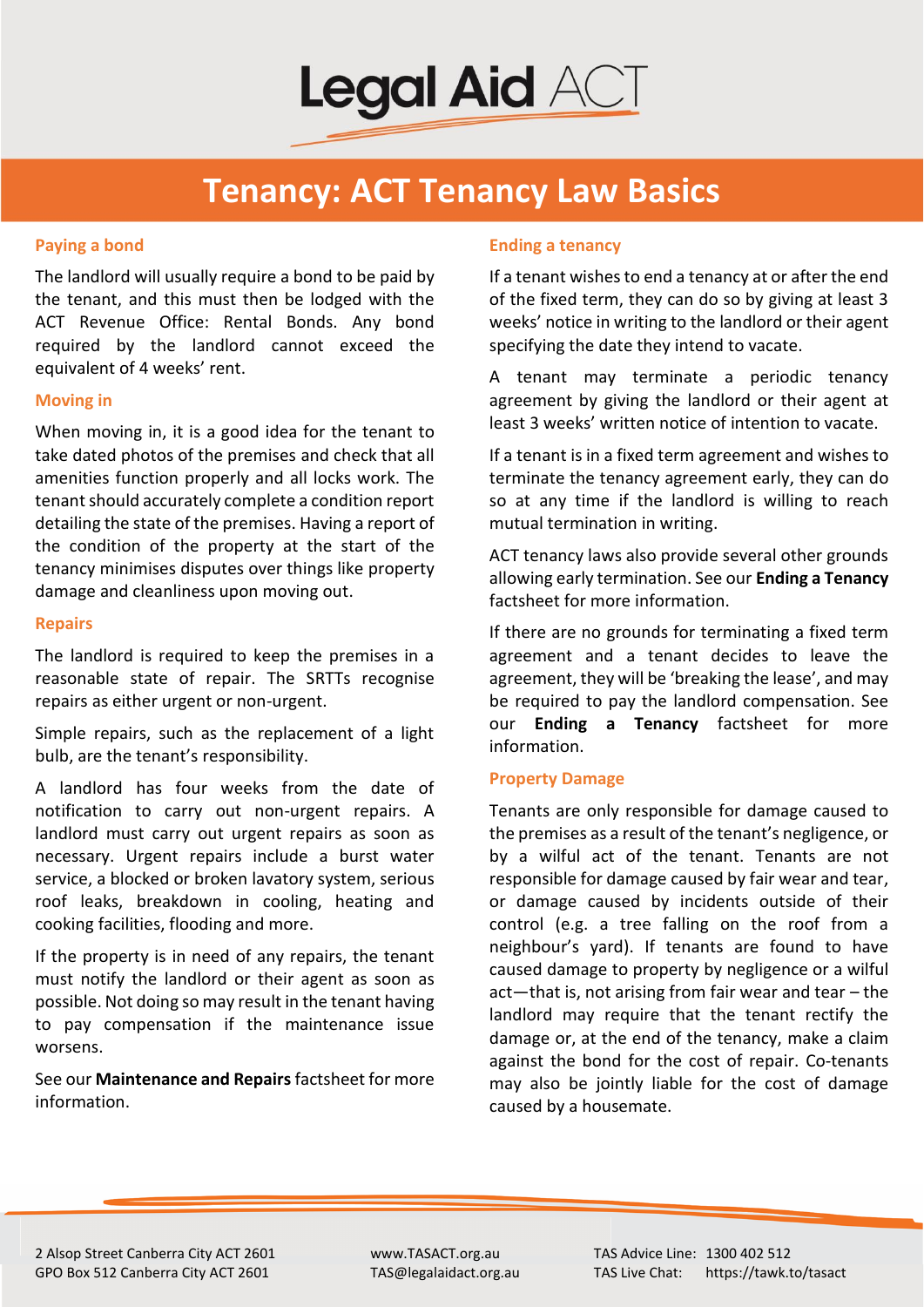# Tenancy: ACT Tenancy Law Basics

## Paying a bond

The landlord will usually require a bond to be paid by the tenant, and this must then be lodged with the ACT Revenue Office: Rental Bonds. Any bond required by the landlord cannot exceed the equivalent of 4 weeks' rent.

## Moving in

When moving in, it is a good idea for the tenant to take dated photos of the premises and check that all amenities function properly and all locks work. The tenant should accurately complete a condition report detailing the state of the premises. Having a report of the condition of the property at the start of the tenancy minimises disputes over things like property damage and cleanliness upon moving out.

## Repairs

The landlord is required to keep the premises in a reasonable state of repair. The SRTTs recognise repairs as either urgent or non-urgent.

Simple repairs, such as the replacement of a light bulb, are the tenant's responsibility.

A landlord has four weeks from the date of notification to carry out non-urgent repairs. A landlord must carry out urgent repairs as soon as necessary. Urgent repairs include a burst water service, a blocked or broken lavatory system, serious roof leaks, breakdown in cooling, heating and cooking facilities, flooding and more.

If the property is in need of any repairs, the tenant must notify the landlord or their agent as soon as possible. Not doing so may result in the tenant having to pay compensation if the maintenance issue worsens.

See our **Maintenance and Repairs** factsheet for more information.

## Ending a tenancy

If a tenant wishes to end a tenancy at or after the end of the fixed term, they can do so by giving at least 3 weeks' notice in writing to the landlord or their agent specifying the date they intend to vacate.

A tenant may terminate a periodic tenancy agreement by giving the landlord or their agent at least 3 weeks' written notice of intention to vacate.

If a tenant is in a fixed term agreement and wishes to terminate the tenancy agreement early, they can do so at any time if the landlord is willing to reach mutual termination in writing.

ACT tenancy laws also provide several other grounds allowing early termination. See our **Ending a Tenancy** factsheet for more information.

If there are no grounds for terminating a fixed term agreement and a tenant decides to leave the agreement, they will be 'breaking the lease', and may be required to pay the landlord compensation. See our **Ending a Tenancy** factsheet for more information.

## Property Damage

Tenants are only responsible for damage caused to the premises as a result of the tenant's negligence, or by a wilful act of the tenant. Tenants are not responsible for damage caused by fair wear and tear, or damage caused by incidents outside of their control (e.g. a tree falling on the roof from a neighbour's yard). If tenants are found to have caused damage to property by negligence or a wilful act—that is, not arising from fair wear and tear – the landlord may require that the tenant rectify the damage or, at the end of the tenancy, make a claim against the bond for the cost of repair. Co-tenants may also be jointly liable for the cost of damage caused by a housemate.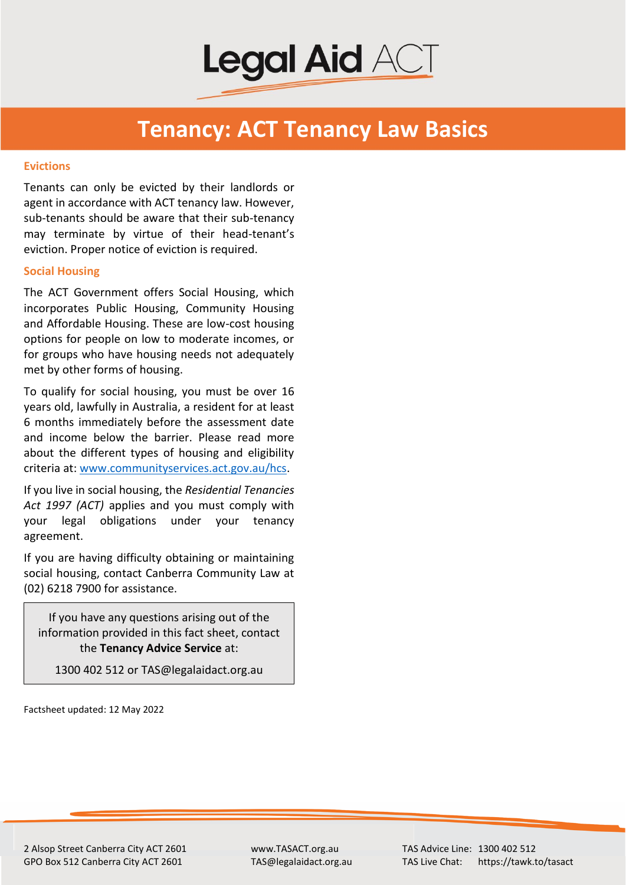## Evictions

Tenants can only be evicted by their landlords or agent in accordance with ACT tenancy law. However, sub-tenants should be aware that their sub-tenancy may terminate by virtue of their head-tenant's eviction. Proper notice of eviction is required.

## Social Housing

The ACT Government offers Social Housing, which incorporates Public Housing, Community Housing and Affordable Housing. These are low-cost housing options for people on low to moderate incomes, or for groups who have housing needs not adequately met by other forms of housing.

To qualify for social housing, you must be over 16 years old, lawfully in Australia, a resident for at least 6 months immediately before the assessment date and income below the barrier. Please read more about the different types of housing and eligibility criteria at: [www.communityservices.act.gov.au/hcs](www.communityservices.act.gov.au/hcs).

If you live in social housing, the *Residential Tenancies Act 1997 (ACT)* applies and you must comply with your legal obligations under your tenancy agreement.

If you are having difficulty obtaining or maintaining social housing, contact Canberra Community Law at (02) 6218 7900 for assistance.

> If you have any questions arising out of the information provided in this fact sheet, contact the **Tenancy Advice Service** at:
>
> 1300 402 512 or TAS@legalaidact.org.au

Factsheet updated: 12 May 2022